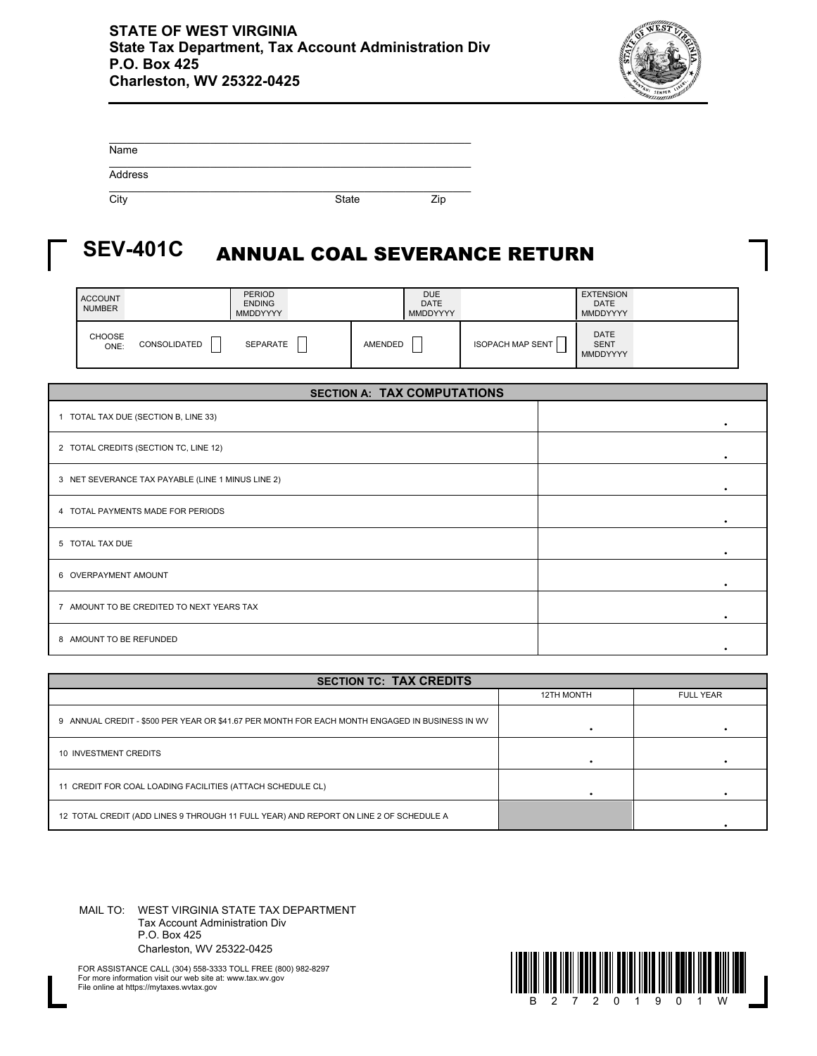**STATE OF WEST VIRGINIA**
**State Tax Department, Tax Account Administration Div**
**P.O. Box 425**
**Charleston, WV 25322-0425**

Name

Address

City State Zip

# SEV-401C ANNUAL COAL SEVERANCE RETURN

| ACCOUNT NUMBER | | PERIOD ENDING MMDDYYYY | | DUE DATE MMDDYYYY | | EXTENSION DATE MMDDYYYY | |
|---|---|---|---|---|---|---|---|
| CHOOSE ONE: | CONSOLIDATED ☐ | SEPARATE ☐ | AMENDED ☐ | ISOPACH MAP SENT ☐ | | DATE SENT MMDDYYYY | |

| SECTION A: TAX COMPUTATIONS | |
|---|---|
| 1 TOTAL TAX DUE (SECTION B, LINE 33) | . |
| 2 TOTAL CREDITS (SECTION TC, LINE 12) | . |
| 3 NET SEVERANCE TAX PAYABLE (LINE 1 MINUS LINE 2) | . |
| 4 TOTAL PAYMENTS MADE FOR PERIODS | . |
| 5 TOTAL TAX DUE | . |
| 6 OVERPAYMENT AMOUNT | . |
| 7 AMOUNT TO BE CREDITED TO NEXT YEARS TAX | . |
| 8 AMOUNT TO BE REFUNDED | . |

| SECTION TC: TAX CREDITS | 12TH MONTH | FULL YEAR |
|---|---|---|
| 9 ANNUAL CREDIT - $500 PER YEAR OR $41.67 PER MONTH FOR EACH MONTH ENGAGED IN BUSINESS IN WV | . | . |
| 10 INVESTMENT CREDITS | . | . |
| 11 CREDIT FOR COAL LOADING FACILITIES (ATTACH SCHEDULE CL) | . | . |
| 12 TOTAL CREDIT (ADD LINES 9 THROUGH 11 FULL YEAR) AND REPORT ON LINE 2 OF SCHEDULE A | | . |

MAIL TO: WEST VIRGINIA STATE TAX DEPARTMENT
Tax Account Administration Div
P.O. Box 425
Charleston, WV 25322-0425

FOR ASSISTANCE CALL (304) 558-3333 TOLL FREE (800) 982-8297
For more information visit our web site at: www.tax.wv.gov
File online at https://mytaxes.wvtax.gov

B 2 7 2 0 1 9 0 1 W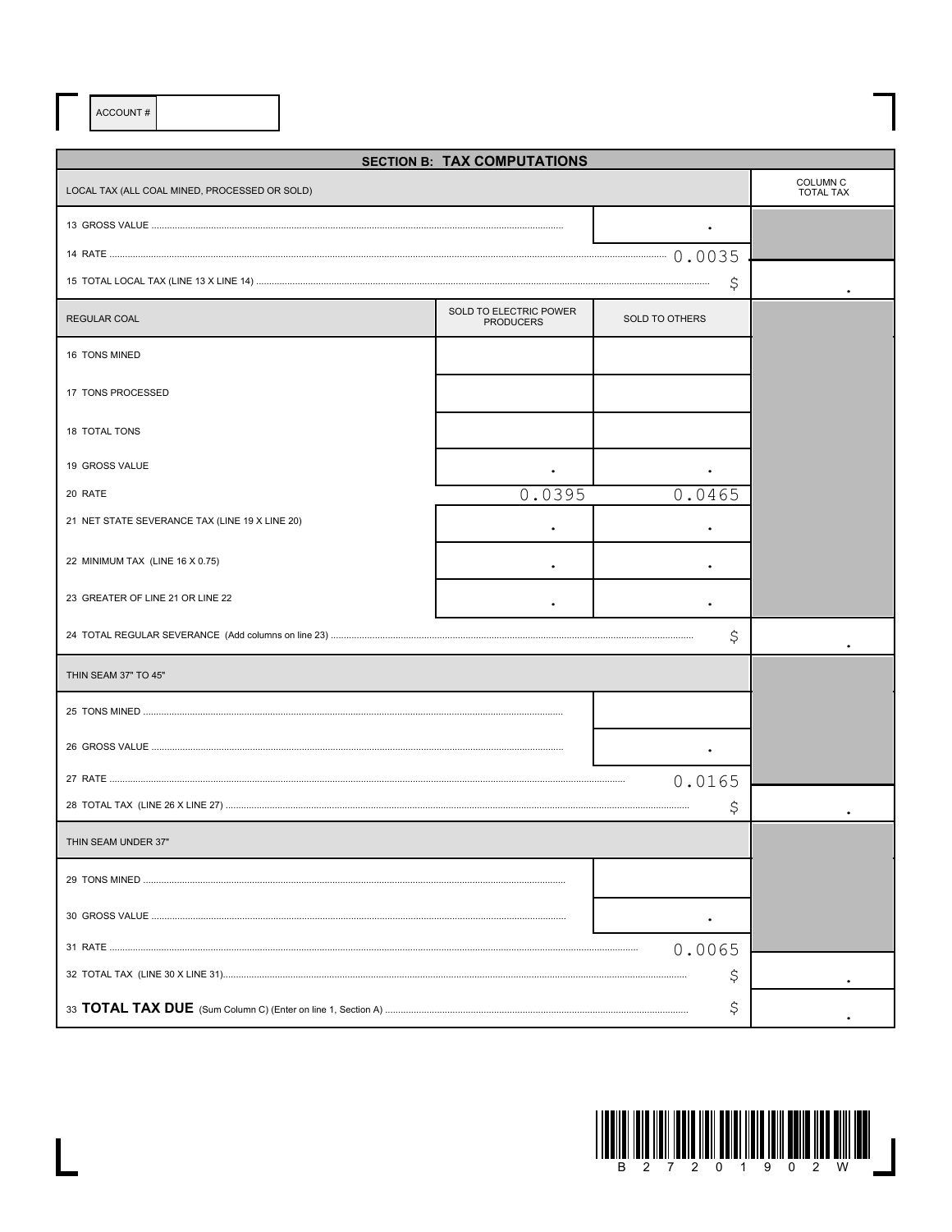ACCOUNT #

## SECTION B: TAX COMPUTATIONS

| LOCAL TAX (ALL COAL MINED, PROCESSED OR SOLD) | | | COLUMN C TOTAL TAX |
|---|---|---|---|
| 13 GROSS VALUE | | . | |
| 14 RATE | | 0.0035 | |
| 15 TOTAL LOCAL TAX (LINE 13 X LINE 14) | | $ | . |
| **REGULAR COAL** | **SOLD TO ELECTRIC POWER PRODUCERS** | **SOLD TO OTHERS** | |
| 16 TONS MINED | | | |
| 17 TONS PROCESSED | | | |
| 18 TOTAL TONS | | | |
| 19 GROSS VALUE | . | . | |
| 20 RATE | 0.0395 | 0.0465 | |
| 21 NET STATE SEVERANCE TAX (LINE 19 X LINE 20) | . | . | |
| 22 MINIMUM TAX (LINE 16 X 0.75) | . | . | |
| 23 GREATER OF LINE 21 OR LINE 22 | . | . | |
| 24 TOTAL REGULAR SEVERANCE (Add columns on line 23) | | $ | . |
| **THIN SEAM 37" TO 45"** | | | |
| 25 TONS MINED | | | |
| 26 GROSS VALUE | | . | |
| 27 RATE | | 0.0165 | |
| 28 TOTAL TAX (LINE 26 X LINE 27) | | $ | . |
| **THIN SEAM UNDER 37"** | | | |
| 29 TONS MINED | | | |
| 30 GROSS VALUE | | . | |
| 31 RATE | | 0.0065 | |
| 32 TOTAL TAX (LINE 30 X LINE 31) | | $ | . |
| 33 **TOTAL TAX DUE** (Sum Column C) (Enter on line 1, Section A) | | $ | . |

B 2 7 2 0 1 9 0 2 W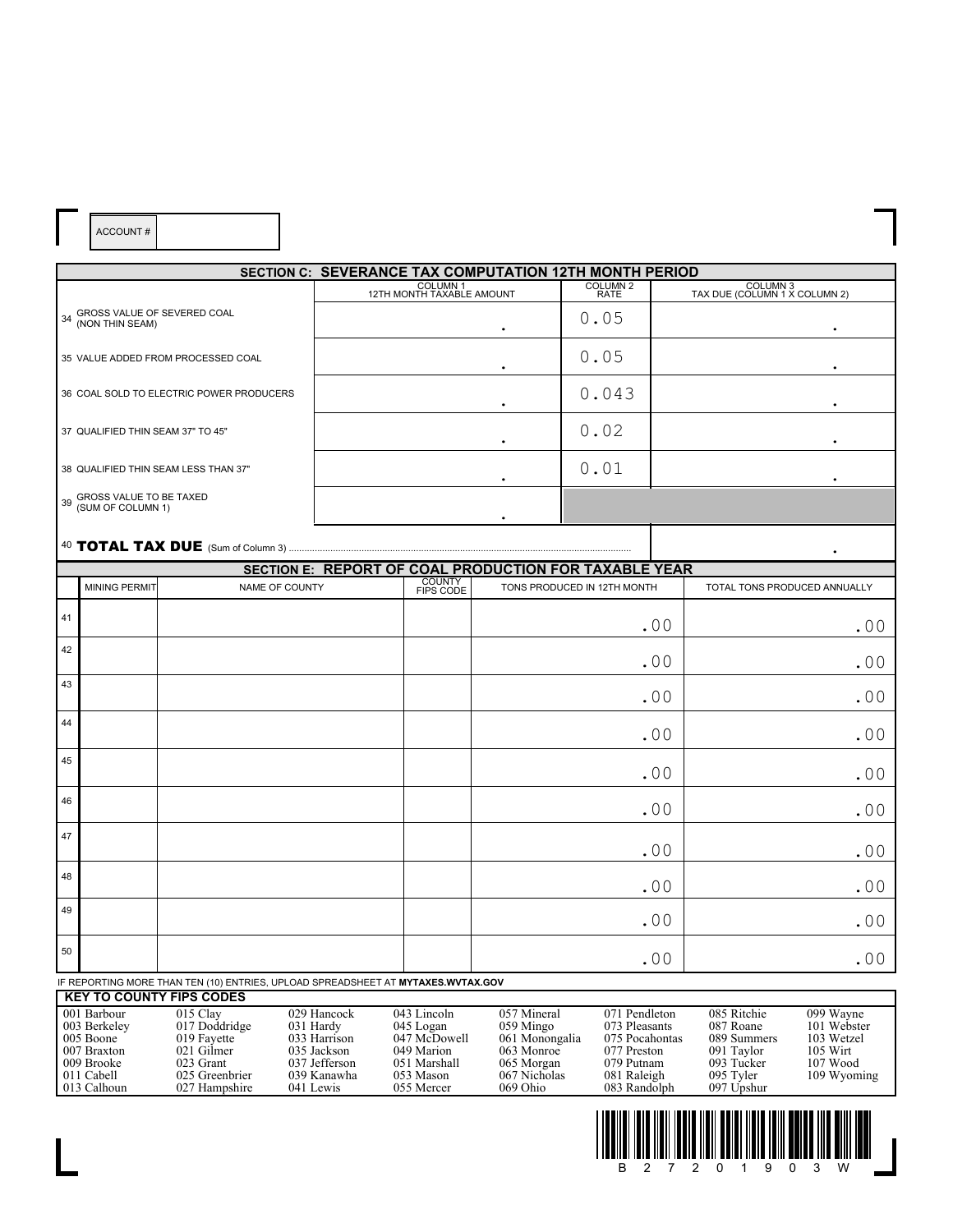ACCOUNT #

## SECTION C: SEVERANCE TAX COMPUTATION 12TH MONTH PERIOD

| | COLUMN 1 12TH MONTH TAXABLE AMOUNT | COLUMN 2 RATE | COLUMN 3 TAX DUE (COLUMN 1 X COLUMN 2) |
|---|---|---|---|
| 34 GROSS VALUE OF SEVERED COAL (NON THIN SEAM) | . | 0.05 | . |
| 35 VALUE ADDED FROM PROCESSED COAL | . | 0.05 | . |
| 36 COAL SOLD TO ELECTRIC POWER PRODUCERS | . | 0.043 | . |
| 37 QUALIFIED THIN SEAM 37" TO 45" | . | 0.02 | . |
| 38 QUALIFIED THIN SEAM LESS THAN 37" | . | 0.01 | . |
| 39 GROSS VALUE TO BE TAXED (SUM OF COLUMN 1) | . | | |
| 40 **TOTAL TAX DUE** (Sum of Column 3) | | | . |

## SECTION E: REPORT OF COAL PRODUCTION FOR TAXABLE YEAR

| | MINING PERMIT | NAME OF COUNTY | COUNTY FIPS CODE | TONS PRODUCED IN 12TH MONTH | TOTAL TONS PRODUCED ANNUALLY |
|---|---|---|---|---|---|
| 41 | | | | .00 | .00 |
| 42 | | | | .00 | .00 |
| 43 | | | | .00 | .00 |
| 44 | | | | .00 | .00 |
| 45 | | | | .00 | .00 |
| 46 | | | | .00 | .00 |
| 47 | | | | .00 | .00 |
| 48 | | | | .00 | .00 |
| 49 | | | | .00 | .00 |
| 50 | | | | .00 | .00 |

IF REPORTING MORE THAN TEN (10) ENTRIES, UPLOAD SPREADSHEET AT **MYTAXES.WVTAX.GOV**

### KEY TO COUNTY FIPS CODES

| | | | | | | | |
|---|---|---|---|---|---|---|---|
| 001 Barbour | 015 Clay | 029 Hancock | 043 Lincoln | 057 Mineral | 071 Pendleton | 085 Ritchie | 099 Wayne |
| 003 Berkeley | 017 Doddridge | 031 Hardy | 045 Logan | 059 Mingo | 073 Pleasants | 087 Roane | 101 Webster |
| 005 Boone | 019 Fayette | 033 Harrison | 047 McDowell | 061 Monongalia | 075 Pocahontas | 089 Summers | 103 Wetzel |
| 007 Braxton | 021 Gilmer | 035 Jackson | 049 Marion | 063 Monroe | 077 Preston | 091 Taylor | 105 Wirt |
| 009 Brooke | 023 Grant | 037 Jefferson | 051 Marshall | 065 Morgan | 079 Putnam | 093 Tucker | 107 Wood |
| 011 Cabell | 025 Greenbrier | 039 Kanawha | 053 Mason | 067 Nicholas | 081 Raleigh | 095 Tyler | 109 Wyoming |
| 013 Calhoun | 027 Hampshire | 041 Lewis | 055 Mercer | 069 Ohio | 083 Randolph | 097 Upshur | |

B 2 7 2 0 1 9 0 3 W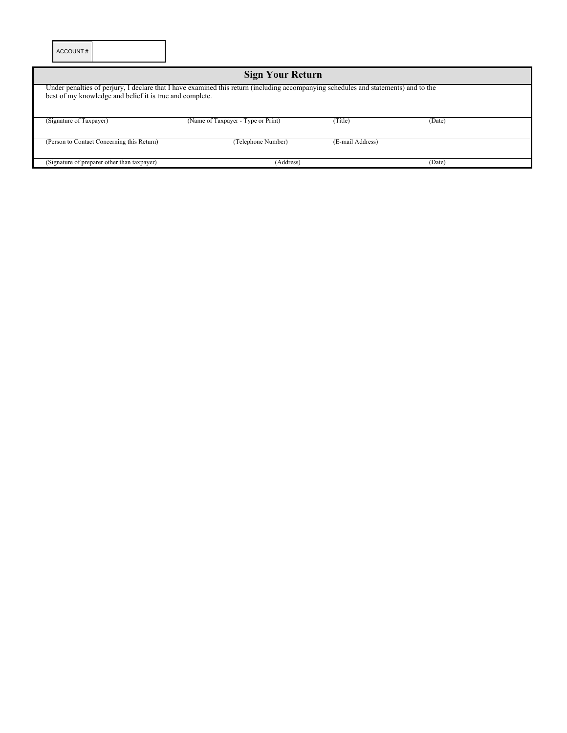| ACCOUNT # | |
|---|---|

## Sign Your Return

Under penalties of perjury, I declare that I have examined this return (including accompanying schedules and statements) and to the best of my knowledge and belief it is true and complete.

| | | | |
|---|---|---|---|
| (Signature of Taxpayer) | (Name of Taxpayer - Type or Print) | (Title) | (Date) |
| (Person to Contact Concerning this Return) | (Telephone Number) | (E-mail Address) | |
| (Signature of preparer other than taxpayer) | (Address) | | (Date) |